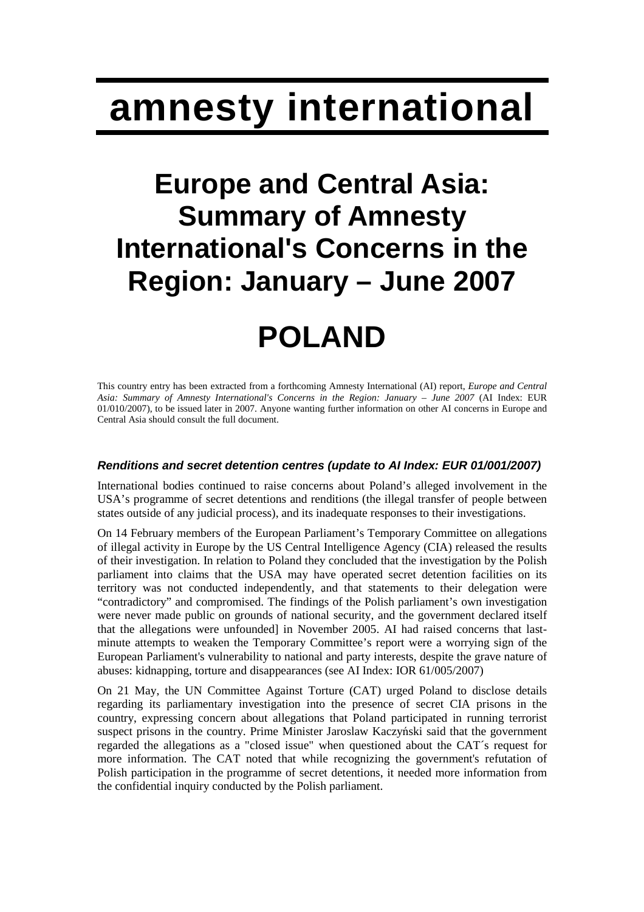# amnesty international

# Europe and Central Asia: Summary of Amnesty International's Concerns in the Region: January – June 2007

# POLAND

This country entry has been extracted from a forthcoming Amnesty International (AI) report, *Europe and Central Asia: Summary of Amnesty International's Concerns in the Region: January – June 2007* (AI Index: EUR 01/010/2007), to be issued later in 2007. Anyone wanting further information on other AI concerns in Europe and Central Asia should consult the full document.

### *Renditions and secret detention centres (update to AI Index: EUR 01/001/2007)*

International bodies continued to raise concerns about Poland's alleged involvement in the USA's programme of secret detentions and renditions (the illegal transfer of people between states outside of any judicial process), and its inadequate responses to their investigations.

On 14 February members of the European Parliament's Temporary Committee on allegations of illegal activity in Europe by the US Central Intelligence Agency (CIA) released the results of their investigation. In relation to Poland they concluded that the investigation by the Polish parliament into claims that the USA may have operated secret detention facilities on its territory was not conducted independently, and that statements to their delegation were "contradictory" and compromised. The findings of the Polish parliament's own investigation were never made public on grounds of national security, and the government declared itself that the allegations were unfounded] in November 2005. AI had raised concerns that last-minute attempts to weaken the Temporary Committee's report were a worrying sign of the European Parliament's vulnerability to national and party interests, despite the grave nature of abuses: kidnapping, torture and disappearances (see AI Index: IOR 61/005/2007)

On 21 May, the UN Committee Against Torture (CAT) urged Poland to disclose details regarding its parliamentary investigation into the presence of secret CIA prisons in the country, expressing concern about allegations that Poland participated in running terrorist suspect prisons in the country. Prime Minister Jaroslaw Kaczyński said that the government regarded the allegations as a "closed issue" when questioned about the CAT´s request for more information. The CAT noted that while recognizing the government's refutation of Polish participation in the programme of secret detentions, it needed more information from the confidential inquiry conducted by the Polish parliament.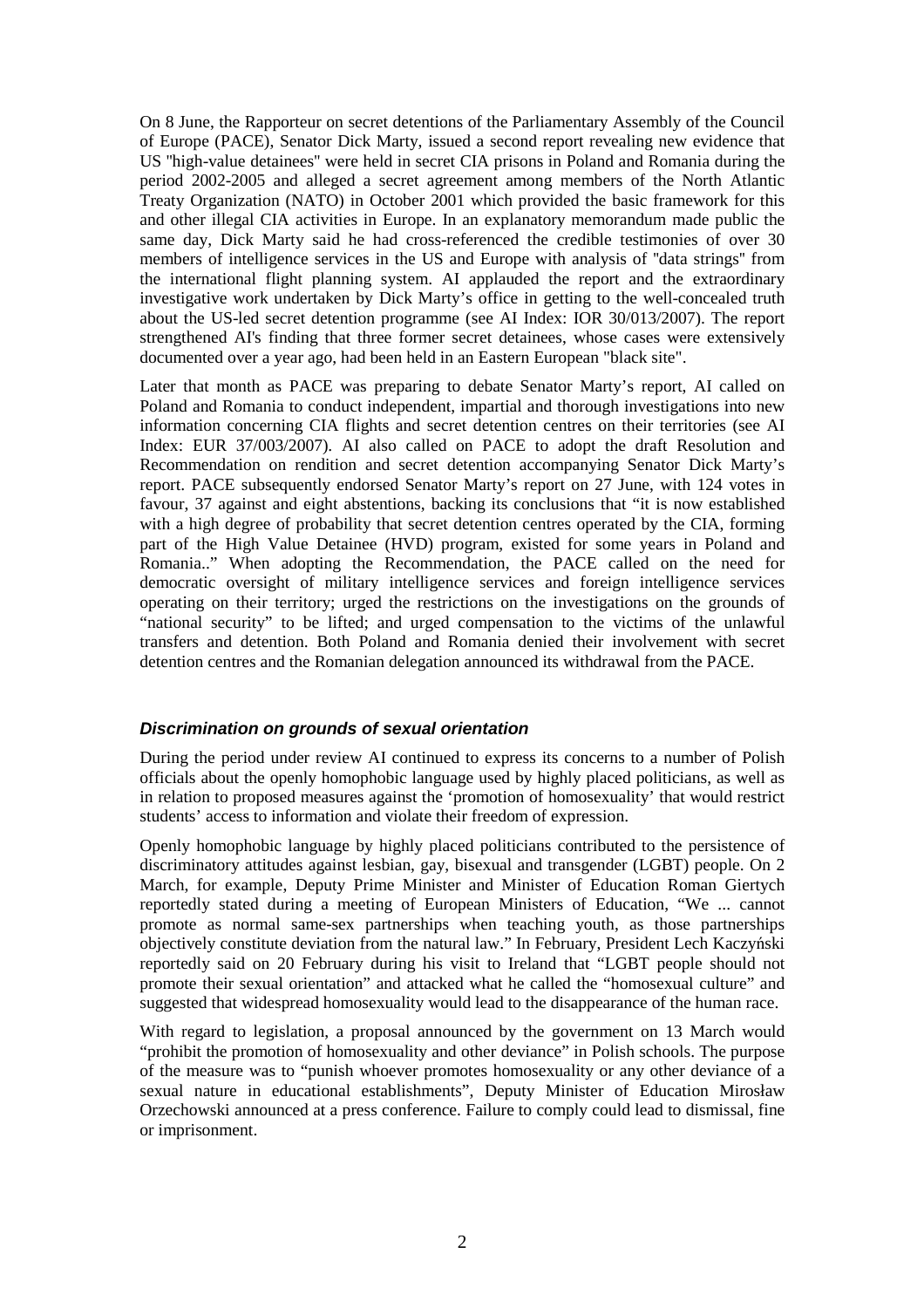On 8 June, the Rapporteur on secret detentions of the Parliamentary Assembly of the Council of Europe (PACE), Senator Dick Marty, issued a second report revealing new evidence that US "high-value detainees" were held in secret CIA prisons in Poland and Romania during the period 2002-2005 and alleged a secret agreement among members of the North Atlantic Treaty Organization (NATO) in October 2001 which provided the basic framework for this and other illegal CIA activities in Europe. In an explanatory memorandum made public the same day, Dick Marty said he had cross-referenced the credible testimonies of over 30 members of intelligence services in the US and Europe with analysis of "data strings" from the international flight planning system. AI applauded the report and the extraordinary investigative work undertaken by Dick Marty's office in getting to the well-concealed truth about the US-led secret detention programme (see AI Index: IOR 30/013/2007). The report strengthened AI's finding that three former secret detainees, whose cases were extensively documented over a year ago, had been held in an Eastern European "black site".

Later that month as PACE was preparing to debate Senator Marty's report, AI called on Poland and Romania to conduct independent, impartial and thorough investigations into new information concerning CIA flights and secret detention centres on their territories (see AI Index: EUR 37/003/2007). AI also called on PACE to adopt the draft Resolution and Recommendation on rendition and secret detention accompanying Senator Dick Marty's report. PACE subsequently endorsed Senator Marty's report on 27 June, with 124 votes in favour, 37 against and eight abstentions, backing its conclusions that "it is now established with a high degree of probability that secret detention centres operated by the CIA, forming part of the High Value Detainee (HVD) program, existed for some years in Poland and Romania.." When adopting the Recommendation, the PACE called on the need for democratic oversight of military intelligence services and foreign intelligence services operating on their territory; urged the restrictions on the investigations on the grounds of "national security" to be lifted; and urged compensation to the victims of the unlawful transfers and detention. Both Poland and Romania denied their involvement with secret detention centres and the Romanian delegation announced its withdrawal from the PACE.

### *Discrimination on grounds of sexual orientation*

During the period under review AI continued to express its concerns to a number of Polish officials about the openly homophobic language used by highly placed politicians, as well as in relation to proposed measures against the 'promotion of homosexuality' that would restrict students' access to information and violate their freedom of expression.

Openly homophobic language by highly placed politicians contributed to the persistence of discriminatory attitudes against lesbian, gay, bisexual and transgender (LGBT) people. On 2 March, for example, Deputy Prime Minister and Minister of Education Roman Giertych reportedly stated during a meeting of European Ministers of Education, "We ... cannot promote as normal same-sex partnerships when teaching youth, as those partnerships objectively constitute deviation from the natural law." In February, President Lech Kaczyński reportedly said on 20 February during his visit to Ireland that "LGBT people should not promote their sexual orientation" and attacked what he called the "homosexual culture" and suggested that widespread homosexuality would lead to the disappearance of the human race.

With regard to legislation, a proposal announced by the government on 13 March would "prohibit the promotion of homosexuality and other deviance" in Polish schools. The purpose of the measure was to "punish whoever promotes homosexuality or any other deviance of a sexual nature in educational establishments", Deputy Minister of Education Mirosław Orzechowski announced at a press conference. Failure to comply could lead to dismissal, fine or imprisonment.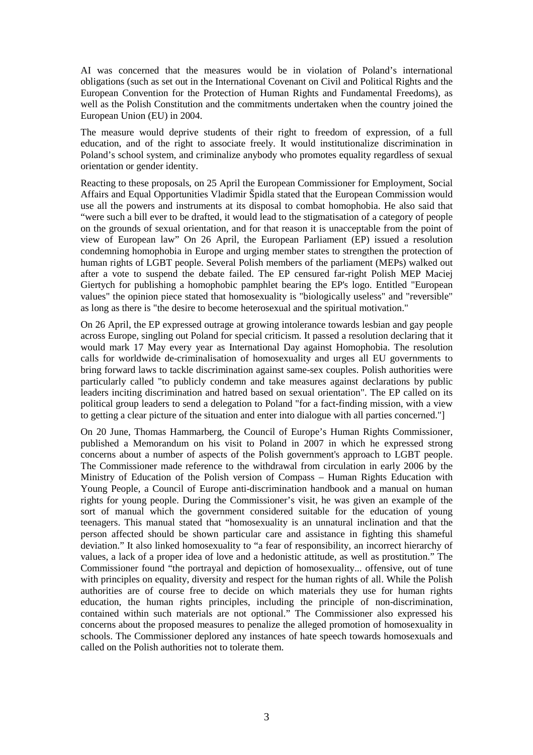AI was concerned that the measures would be in violation of Poland's international obligations (such as set out in the International Covenant on Civil and Political Rights and the European Convention for the Protection of Human Rights and Fundamental Freedoms), as well as the Polish Constitution and the commitments undertaken when the country joined the European Union (EU) in 2004.

The measure would deprive students of their right to freedom of expression, of a full education, and of the right to associate freely. It would institutionalize discrimination in Poland's school system, and criminalize anybody who promotes equality regardless of sexual orientation or gender identity.

Reacting to these proposals, on 25 April the European Commissioner for Employment, Social Affairs and Equal Opportunities Vladimir Špidla stated that the European Commission would use all the powers and instruments at its disposal to combat homophobia. He also said that "were such a bill ever to be drafted, it would lead to the stigmatisation of a category of people on the grounds of sexual orientation, and for that reason it is unacceptable from the point of view of European law" On 26 April, the European Parliament (EP) issued a resolution condemning homophobia in Europe and urging member states to strengthen the protection of human rights of LGBT people. Several Polish members of the parliament (MEPs) walked out after a vote to suspend the debate failed. The EP censured far-right Polish MEP Maciej Giertych for publishing a homophobic pamphlet bearing the EP's logo. Entitled "European values" the opinion piece stated that homosexuality is "biologically useless" and "reversible" as long as there is "the desire to become heterosexual and the spiritual motivation."

On 26 April, the EP expressed outrage at growing intolerance towards lesbian and gay people across Europe, singling out Poland for special criticism. It passed a resolution declaring that it would mark 17 May every year as International Day against Homophobia. The resolution calls for worldwide de-criminalisation of homosexuality and urges all EU governments to bring forward laws to tackle discrimination against same-sex couples. Polish authorities were particularly called "to publicly condemn and take measures against declarations by public leaders inciting discrimination and hatred based on sexual orientation". The EP called on its political group leaders to send a delegation to Poland "for a fact-finding mission, with a view to getting a clear picture of the situation and enter into dialogue with all parties concerned."]

On 20 June, Thomas Hammarberg, the Council of Europe's Human Rights Commissioner, published a Memorandum on his visit to Poland in 2007 in which he expressed strong concerns about a number of aspects of the Polish government's approach to LGBT people. The Commissioner made reference to the withdrawal from circulation in early 2006 by the Ministry of Education of the Polish version of Compass – Human Rights Education with Young People, a Council of Europe anti-discrimination handbook and a manual on human rights for young people. During the Commissioner's visit, he was given an example of the sort of manual which the government considered suitable for the education of young teenagers. This manual stated that "homosexuality is an unnatural inclination and that the person affected should be shown particular care and assistance in fighting this shameful deviation." It also linked homosexuality to "a fear of responsibility, an incorrect hierarchy of values, a lack of a proper idea of love and a hedonistic attitude, as well as prostitution." The Commissioner found "the portrayal and depiction of homosexuality... offensive, out of tune with principles on equality, diversity and respect for the human rights of all. While the Polish authorities are of course free to decide on which materials they use for human rights education, the human rights principles, including the principle of non-discrimination, contained within such materials are not optional." The Commissioner also expressed his concerns about the proposed measures to penalize the alleged promotion of homosexuality in schools. The Commissioner deplored any instances of hate speech towards homosexuals and called on the Polish authorities not to tolerate them.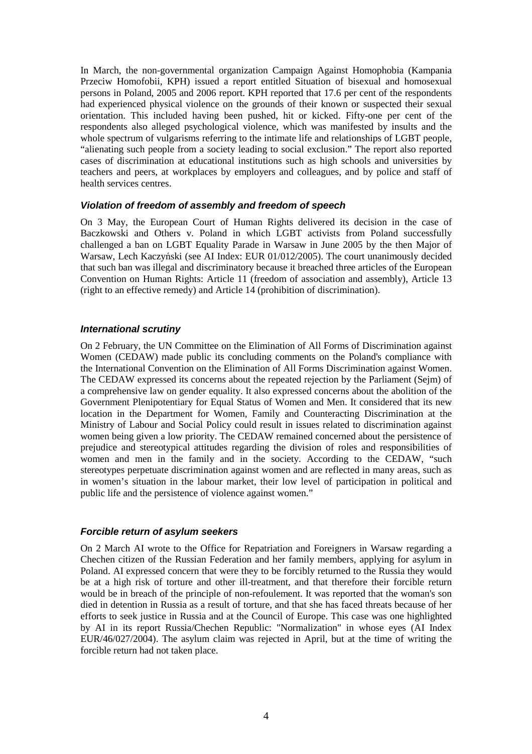In March, the non-governmental organization Campaign Against Homophobia (Kampania Przeciw Homofobii, KPH) issued a report entitled Situation of bisexual and homosexual persons in Poland, 2005 and 2006 report. KPH reported that 17.6 per cent of the respondents had experienced physical violence on the grounds of their known or suspected their sexual orientation. This included having been pushed, hit or kicked. Fifty-one per cent of the respondents also alleged psychological violence, which was manifested by insults and the whole spectrum of vulgarisms referring to the intimate life and relationships of LGBT people, "alienating such people from a society leading to social exclusion." The report also reported cases of discrimination at educational institutions such as high schools and universities by teachers and peers, at workplaces by employers and colleagues, and by police and staff of health services centres.

### *Violation of freedom of assembly and freedom of speech*

On 3 May, the European Court of Human Rights delivered its decision in the case of Baczkowski and Others v. Poland in which LGBT activists from Poland successfully challenged a ban on LGBT Equality Parade in Warsaw in June 2005 by the then Major of Warsaw, Lech Kaczyński (see AI Index: EUR 01/012/2005). The court unanimously decided that such ban was illegal and discriminatory because it breached three articles of the European Convention on Human Rights: Article 11 (freedom of association and assembly), Article 13 (right to an effective remedy) and Article 14 (prohibition of discrimination).

### *International scrutiny*

On 2 February, the UN Committee on the Elimination of All Forms of Discrimination against Women (CEDAW) made public its concluding comments on the Poland's compliance with the International Convention on the Elimination of All Forms Discrimination against Women. The CEDAW expressed its concerns about the repeated rejection by the Parliament (Sejm) of a comprehensive law on gender equality. It also expressed concerns about the abolition of the Government Plenipotentiary for Equal Status of Women and Men. It considered that its new location in the Department for Women, Family and Counteracting Discrimination at the Ministry of Labour and Social Policy could result in issues related to discrimination against women being given a low priority. The CEDAW remained concerned about the persistence of prejudice and stereotypical attitudes regarding the division of roles and responsibilities of women and men in the family and in the society. According to the CEDAW, "such stereotypes perpetuate discrimination against women and are reflected in many areas, such as in women's situation in the labour market, their low level of participation in political and public life and the persistence of violence against women."

### *Forcible return of asylum seekers*

On 2 March AI wrote to the Office for Repatriation and Foreigners in Warsaw regarding a Chechen citizen of the Russian Federation and her family members, applying for asylum in Poland. AI expressed concern that were they to be forcibly returned to the Russia they would be at a high risk of torture and other ill-treatment, and that therefore their forcible return would be in breach of the principle of non-refoulement. It was reported that the woman's son died in detention in Russia as a result of torture, and that she has faced threats because of her efforts to seek justice in Russia and at the Council of Europe. This case was one highlighted by AI in its report Russia/Chechen Republic: "Normalization" in whose eyes (AI Index EUR/46/027/2004). The asylum claim was rejected in April, but at the time of writing the forcible return had not taken place.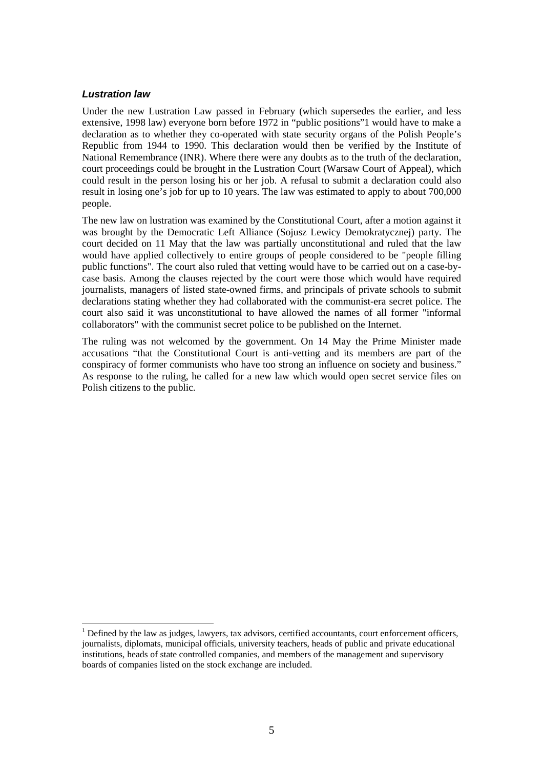### ***Lustration law***

Under the new Lustration Law passed in February (which supersedes the earlier, and less extensive, 1998 law) everyone born before 1972 in "public positions"1 would have to make a declaration as to whether they co-operated with state security organs of the Polish People's Republic from 1944 to 1990. This declaration would then be verified by the Institute of National Remembrance (INR). Where there were any doubts as to the truth of the declaration, court proceedings could be brought in the Lustration Court (Warsaw Court of Appeal), which could result in the person losing his or her job. A refusal to submit a declaration could also result in losing one's job for up to 10 years. The law was estimated to apply to about 700,000 people.

The new law on lustration was examined by the Constitutional Court, after a motion against it was brought by the Democratic Left Alliance (Sojusz Lewicy Demokratycznej) party. The court decided on 11 May that the law was partially unconstitutional and ruled that the law would have applied collectively to entire groups of people considered to be "people filling public functions". The court also ruled that vetting would have to be carried out on a case-by-case basis. Among the clauses rejected by the court were those which would have required journalists, managers of listed state-owned firms, and principals of private schools to submit declarations stating whether they had collaborated with the communist-era secret police. The court also said it was unconstitutional to have allowed the names of all former "informal collaborators" with the communist secret police to be published on the Internet.

The ruling was not welcomed by the government. On 14 May the Prime Minister made accusations "that the Constitutional Court is anti-vetting and its members are part of the conspiracy of former communists who have too strong an influence on society and business." As response to the ruling, he called for a new law which would open secret service files on Polish citizens to the public.

---

[1] Defined by the law as judges, lawyers, tax advisors, certified accountants, court enforcement officers, journalists, diplomats, municipal officials, university teachers, heads of public and private educational institutions, heads of state controlled companies, and members of the management and supervisory boards of companies listed on the stock exchange are included.